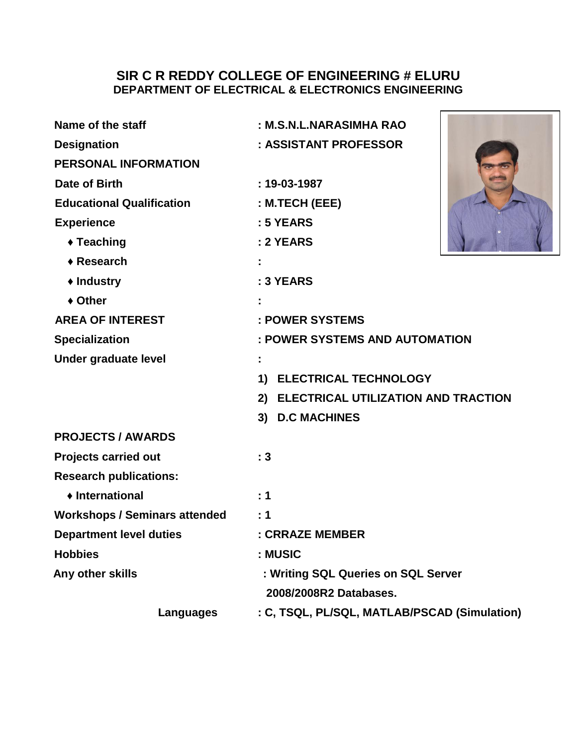# SIR C R REDDY COLLEGE OF ENGINEERING # ELURU

## DEPARTMENT OF ELECTRICAL & ELECTRONICS ENGINEERING

**Name of the staff** : **M.S.N.L.NARASIMHA RAO**

**Designation** : **ASSISTANT PROFESSOR**

**PERSONAL INFORMATION**

**Date of Birth** : **19-03-1987**

**Educational Qualification** : **M.TECH (EEE)**

**Experience** : **5 YEARS**

- **Teaching** : **2 YEARS**
- **Research** :
- **Industry** : **3 YEARS**
- **Other** :

**AREA OF INTEREST** : **POWER SYSTEMS**

**Specialization** : **POWER SYSTEMS AND AUTOMATION**

**Under graduate level** :

1) **ELECTRICAL TECHNOLOGY**
2) **ELECTRICAL UTILIZATION AND TRACTION**
3) **D.C MACHINES**

**PROJECTS / AWARDS**

**Projects carried out** : **3**

**Research publications:**

- **International** : **1**

**Workshops / Seminars attended** : **1**

**Department level duties** : **CRRAZE MEMBER**

**Hobbies** : **MUSIC**

**Any other skills** : **Writing SQL Queries on SQL Server 2008/2008R2 Databases.**

**Languages** : **C, TSQL, PL/SQL, MATLAB/PSCAD (Simulation)**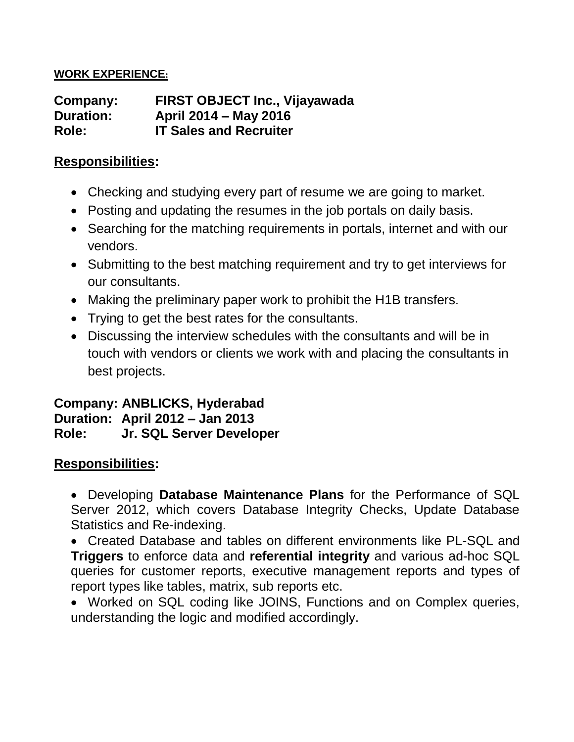**WORK EXPERIENCE:**

**Company:** **FIRST OBJECT Inc., Vijayawada**
**Duration:** **April 2014 – May 2016**
**Role:** **IT Sales and Recruiter**

**Responsibilities:**

- Checking and studying every part of resume we are going to market.
- Posting and updating the resumes in the job portals on daily basis.
- Searching for the matching requirements in portals, internet and with our vendors.
- Submitting to the best matching requirement and try to get interviews for our consultants.
- Making the preliminary paper work to prohibit the H1B transfers.
- Trying to get the best rates for the consultants.
- Discussing the interview schedules with the consultants and will be in touch with vendors or clients we work with and placing the consultants in best projects.

**Company: ANBLICKS, Hyderabad**
**Duration: April 2012 – Jan 2013**
**Role: Jr. SQL Server Developer**

**Responsibilities:**

- Developing **Database Maintenance Plans** for the Performance of SQL Server 2012, which covers Database Integrity Checks, Update Database Statistics and Re-indexing.
- Created Database and tables on different environments like PL-SQL and **Triggers** to enforce data and **referential integrity** and various ad-hoc SQL queries for customer reports, executive management reports and types of report types like tables, matrix, sub reports etc.
- Worked on SQL coding like JOINS, Functions and on Complex queries, understanding the logic and modified accordingly.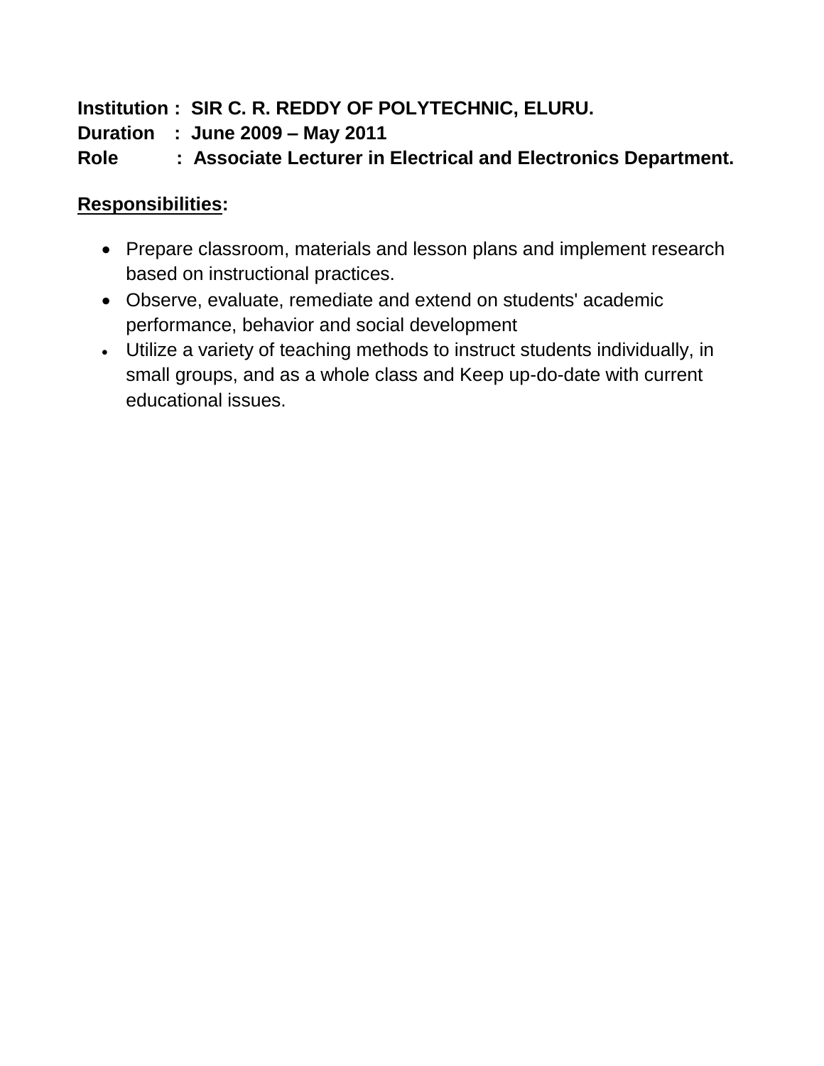**Institution : SIR C. R. REDDY OF POLYTECHNIC, ELURU.**
**Duration : June 2009 – May 2011**
**Role : Associate Lecturer in Electrical and Electronics Department.**

**Responsibilities:**

- Prepare classroom, materials and lesson plans and implement research based on instructional practices.
- Observe, evaluate, remediate and extend on students' academic performance, behavior and social development
- Utilize a variety of teaching methods to instruct students individually, in small groups, and as a whole class and Keep up-do-date with current educational issues.